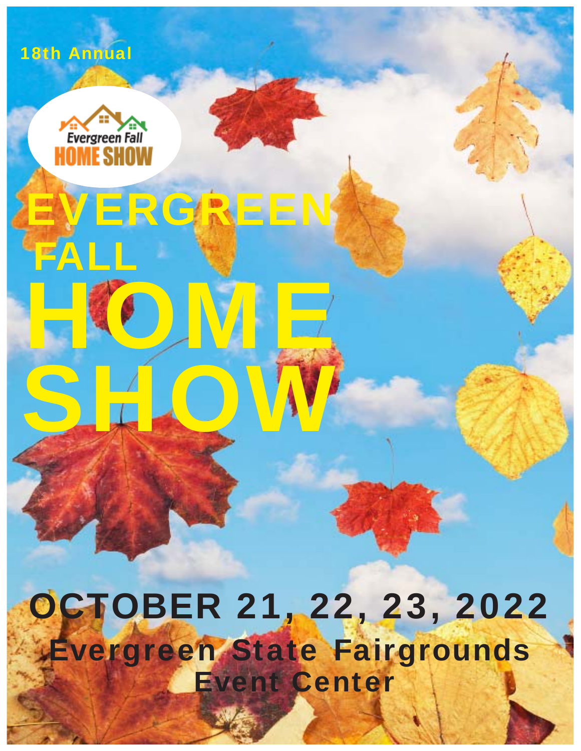18th Annual

Evergreen Fall HOME SHOW

# EVERGREEN FALL HOME SHOW

## OCTOBER 21, 22, 23, 2022

**Evergreen State Fairgrounds Event Center**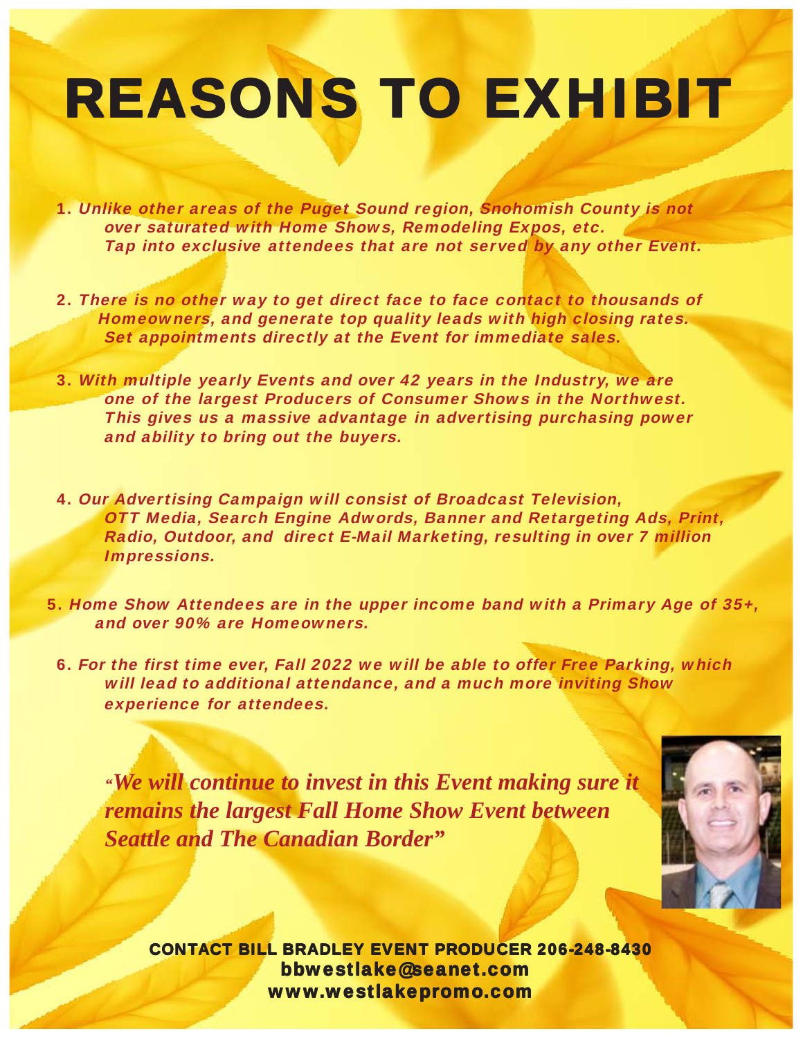# REASONS TO EXHIBIT

1. *Unlike other areas of the Puget Sound region, Snohomish County is not over saturated with Home Shows, Remodeling Expos, etc. Tap into exclusive attendees that are not served by any other Event.*

2. *There is no other way to get direct face to face contact to thousands of Homeowners, and generate top quality leads with high closing rates. Set appointments directly at the Event for immediate sales.*

3. *With multiple yearly Events and over 42 years in the Industry, we are one of the largest Producers of Consumer Shows in the Northwest. This gives us a massive advantage in advertising purchasing power and ability to bring out the buyers.*

4. *Our Advertising Campaign will consist of Broadcast Television, OTT Media, Search Engine Adwords, Banner and Retargeting Ads, Print, Radio, Outdoor, and direct E-Mail Marketing, resulting in over 7 million Impressions.*

5. *Home Show Attendees are in the upper income band with a Primary Age of 35+, and over 90% are Homeowners.*

6. *For the first time ever, Fall 2022 we will be able to offer Free Parking, which will lead to additional attendance, and a much more inviting Show experience for attendees.*

***"We will continue to invest in this Event making sure it remains the largest Fall Home Show Event between Seattle and The Canadian Border"***

**CONTACT BILL BRADLEY EVENT PRODUCER 206-248-8430**
**bbwestlake@seanet.com**
**www.westlakepromo.com**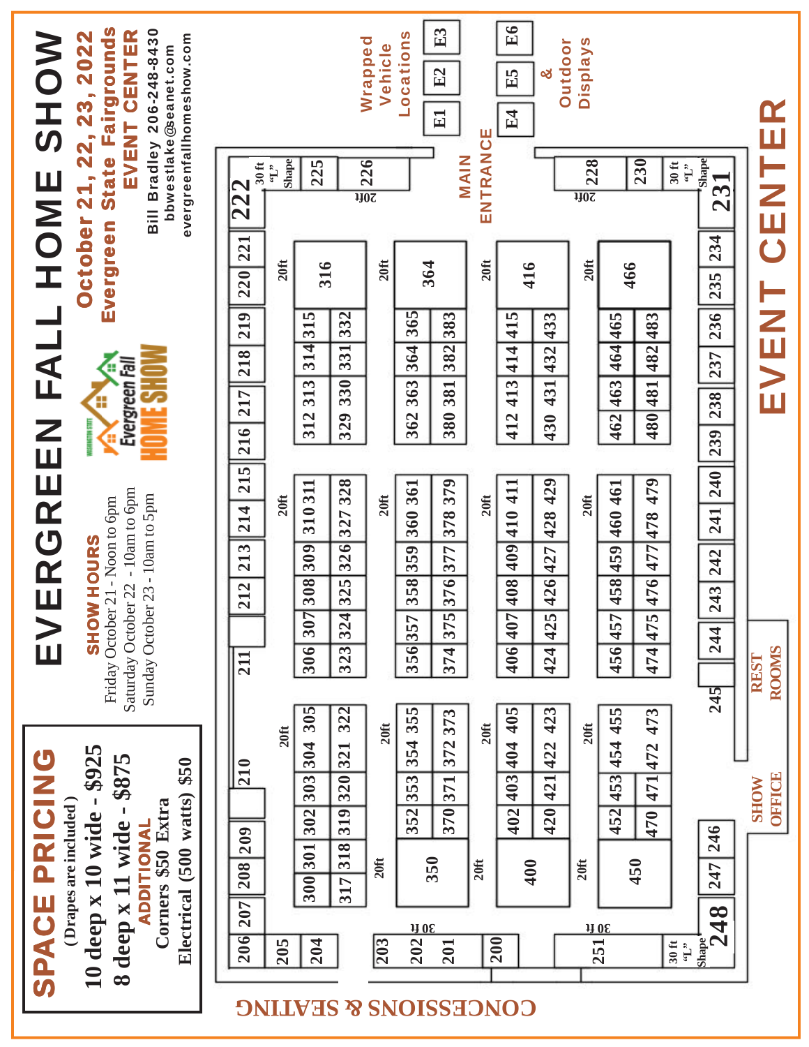# EVERGREEN FALL HOME SHOW

**October 21, 22, 23, 2022**
**Evergreen State Fairgrounds**
**EVENT CENTER**

Bill Bradley 206-248-8430
bbwestlake@seanet.com
evergreenfallhomeshow.com

## SHOW HOURS

Friday October 21 - Noon to 6pm
Saturday October 22 - 10am to 6pm
Sunday October 23 - 10am to 5pm

## SPACE PRICING

(Drapes are included)

10 deep x 10 wide - $925
8 deep x 11 wide - $875

**ADDITIONAL**

Corners $50 Extra
Electrical (500 watts) $50

---

Wrapped Vehicle Locations: E1, E2, E3

Outdoor Displays: E4, E5, E6

MAIN ENTRANCE

EVENT CENTER

CONCESSIONS & SEATING

REST ROOMS

SHOW OFFICE

Perimeter booths: 200, 201, 202, 203, 204, 205, 206, 207, 208, 209, 210, 211, 212, 213, 214, 215, 216, 217, 218, 219, 220, 221, 222 (30 ft "L" Shape), 225, 226 (20ft), 228 (20ft), 230, 231 (30 ft "L" Shape), 234, 235, 236, 237, 238, 239, 240, 241, 242, 243, 244, 245, 246, 247, 248 (30 ft "L" Shape), 251 (30 ft)

Row 300: 300, 301, 302, 303, 304, 305, 306, 307, 308, 309, 310, 311, 312, 313, 314, 315, 316 (20ft), 317, 318, 319, 320, 321, 322, 323, 324, 325, 326, 327, 328, 329, 330, 331, 332

Row 350: 350 (20ft), 352, 353, 354, 355, 356, 357, 358, 359, 360, 361, 362, 363, 364 (20ft), 365, 370, 371, 372, 373, 374, 375, 376, 377, 378, 379, 380, 381, 382, 383

Row 400: 400 (20ft), 402, 403, 404, 405, 406, 407, 408, 409, 410, 411, 412, 413, 414, 415, 416 (20ft), 420, 421, 422, 423, 424, 425, 426, 427, 428, 429, 430, 431, 432, 433

Row 450: 450 (20ft), 452, 453, 454, 455, 456, 457, 458, 459, 460, 461, 462, 463, 464, 465, 466 (20ft), 470, 471, 472, 473, 474, 475, 476, 477, 478, 479, 480, 481, 482, 483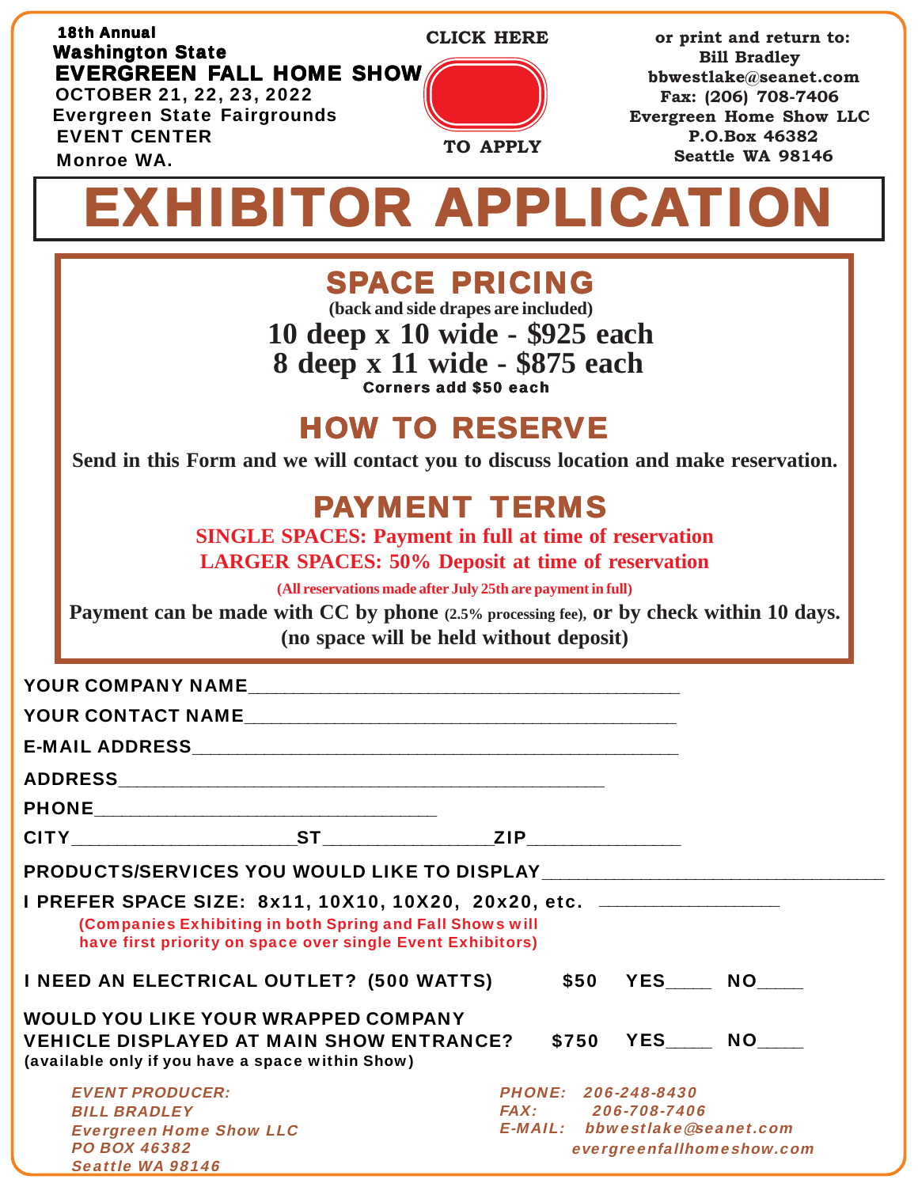**18th Annual**
**Washington State**
**EVERGREEN FALL HOME SHOW**
**OCTOBER 21, 22, 23, 2022**
**Evergreen State Fairgrounds**
**EVENT CENTER**
**Monroe WA.**

**CLICK HERE**

**TO APPLY**

**or print and return to:**
**Bill Bradley**
**bbwestlake@seanet.com**
**Fax: (206) 708-7406**
**Evergreen Home Show LLC**
**P.O.Box 46382**
**Seattle WA 98146**

# EXHIBITOR APPLICATION

## SPACE PRICING

**(back and side drapes are included)**

**10 deep x 10 wide - $925 each**
**8 deep x 11 wide - $875 each**
**Corners add $50 each**

## HOW TO RESERVE

**Send in this Form and we will contact you to discuss location and make reservation.**

## PAYMENT TERMS

**SINGLE SPACES: Payment in full at time of reservation**
**LARGER SPACES: 50% Deposit at time of reservation**

**(All reservations made after July 25th are payment in full)**

**Payment can be made with CC by phone (2.5% processing fee), or by check within 10 days.**
**(no space will be held without deposit)**

YOUR COMPANY NAME_______________________________________________

YOUR CONTACT NAME_______________________________________________

E-MAIL ADDRESS__________________________________________________

ADDRESS________________________________________________

PHONE__________________________________

CITY______________________ST________________ZIP______________

PRODUCTS/SERVICES YOU WOULD LIKE TO DISPLAY_________________________________

I PREFER SPACE SIZE: 8x11, 10X10, 10X20, 20x20, etc. ________________

(Companies Exhibiting in both Spring and Fall Shows will have first priority on space over single Event Exhibitors)

I NEED AN ELECTRICAL OUTLET? (500 WATTS) $50 YES____ NO____

WOULD YOU LIKE YOUR WRAPPED COMPANY VEHICLE DISPLAYED AT MAIN SHOW ENTRANCE? $750 YES____ NO____
(available only if you have a space within Show)

*EVENT PRODUCER:*
*BILL BRADLEY*
*Evergreen Home Show LLC*
*PO BOX 46382*
*Seattle WA 98146*

*PHONE: 206-248-8430*
*FAX: 206-708-7406*
*E-MAIL: bbwestlake@seanet.com*
*evergreenfallhomeshow.com*